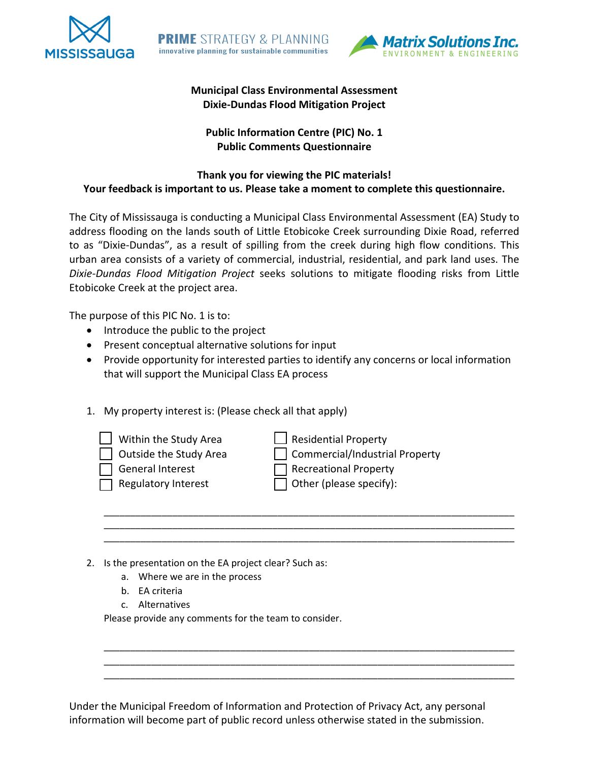MISSISSAUGA | PRIME STRATEGY & PLANNING — innovative planning for sustainable communities | Matrix Solutions Inc. ENVIRONMENT & ENGINEERING

**Municipal Class Environmental Assessment**
**Dixie-Dundas Flood Mitigation Project**

**Public Information Centre (PIC) No. 1**
**Public Comments Questionnaire**

**Thank you for viewing the PIC materials!**
**Your feedback is important to us. Please take a moment to complete this questionnaire.**

The City of Mississauga is conducting a Municipal Class Environmental Assessment (EA) Study to address flooding on the lands south of Little Etobicoke Creek surrounding Dixie Road, referred to as "Dixie-Dundas", as a result of spilling from the creek during high flow conditions. This urban area consists of a variety of commercial, industrial, residential, and park land uses. The *Dixie-Dundas Flood Mitigation Project* seeks solutions to mitigate flooding risks from Little Etobicoke Creek at the project area.

The purpose of this PIC No. 1 is to:

- Introduce the public to the project
- Present conceptual alternative solutions for input
- Provide opportunity for interested parties to identify any concerns or local information that will support the Municipal Class EA process

1. My property interest is: (Please check all that apply)

   - ☐ Within the Study Area
   - ☐ Outside the Study Area
   - ☐ General Interest
   - ☐ Regulatory Interest
   - ☐ Residential Property
   - ☐ Commercial/Industrial Property
   - ☐ Recreational Property
   - ☐ Other (please specify):

   \_\_\_\_\_\_\_\_\_\_\_\_\_\_\_\_\_\_\_\_\_\_\_\_\_\_\_\_\_\_\_\_\_\_\_\_\_\_\_\_\_\_\_\_\_\_\_\_\_\_\_\_\_\_\_\_\_\_\_\_\_\_
   \_\_\_\_\_\_\_\_\_\_\_\_\_\_\_\_\_\_\_\_\_\_\_\_\_\_\_\_\_\_\_\_\_\_\_\_\_\_\_\_\_\_\_\_\_\_\_\_\_\_\_\_\_\_\_\_\_\_\_\_\_\_
   \_\_\_\_\_\_\_\_\_\_\_\_\_\_\_\_\_\_\_\_\_\_\_\_\_\_\_\_\_\_\_\_\_\_\_\_\_\_\_\_\_\_\_\_\_\_\_\_\_\_\_\_\_\_\_\_\_\_\_\_\_\_

2. Is the presentation on the EA project clear? Such as:
   a. Where we are in the process
   b. EA criteria
   c. Alternatives

   Please provide any comments for the team to consider.

   \_\_\_\_\_\_\_\_\_\_\_\_\_\_\_\_\_\_\_\_\_\_\_\_\_\_\_\_\_\_\_\_\_\_\_\_\_\_\_\_\_\_\_\_\_\_\_\_\_\_\_\_\_\_\_\_\_\_\_\_\_\_
   \_\_\_\_\_\_\_\_\_\_\_\_\_\_\_\_\_\_\_\_\_\_\_\_\_\_\_\_\_\_\_\_\_\_\_\_\_\_\_\_\_\_\_\_\_\_\_\_\_\_\_\_\_\_\_\_\_\_\_\_\_\_
   \_\_\_\_\_\_\_\_\_\_\_\_\_\_\_\_\_\_\_\_\_\_\_\_\_\_\_\_\_\_\_\_\_\_\_\_\_\_\_\_\_\_\_\_\_\_\_\_\_\_\_\_\_\_\_\_\_\_\_\_\_\_

Under the Municipal Freedom of Information and Protection of Privacy Act, any personal information will become part of public record unless otherwise stated in the submission.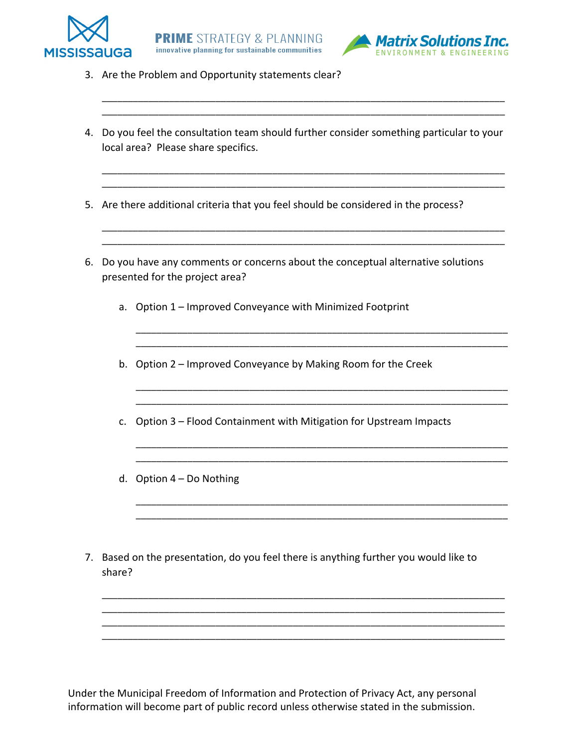3. Are the Problem and Opportunity statements clear?

___________________________________________________________________________
___________________________________________________________________________

4. Do you feel the consultation team should further consider something particular to your local area? Please share specifics.

___________________________________________________________________________
___________________________________________________________________________

5. Are there additional criteria that you feel should be considered in the process?

___________________________________________________________________________
___________________________________________________________________________

6. Do you have any comments or concerns about the conceptual alternative solutions presented for the project area?

   a. Option 1 – Improved Conveyance with Minimized Footprint

   ___________________________________________________________________________
   ___________________________________________________________________________

   b. Option 2 – Improved Conveyance by Making Room for the Creek

   ___________________________________________________________________________
   ___________________________________________________________________________

   c. Option 3 – Flood Containment with Mitigation for Upstream Impacts

   ___________________________________________________________________________
   ___________________________________________________________________________

   d. Option 4 – Do Nothing

   ___________________________________________________________________________
   ___________________________________________________________________________

7. Based on the presentation, do you feel there is anything further you would like to share?

___________________________________________________________________________
___________________________________________________________________________
___________________________________________________________________________
___________________________________________________________________________

Under the Municipal Freedom of Information and Protection of Privacy Act, any personal information will become part of public record unless otherwise stated in the submission.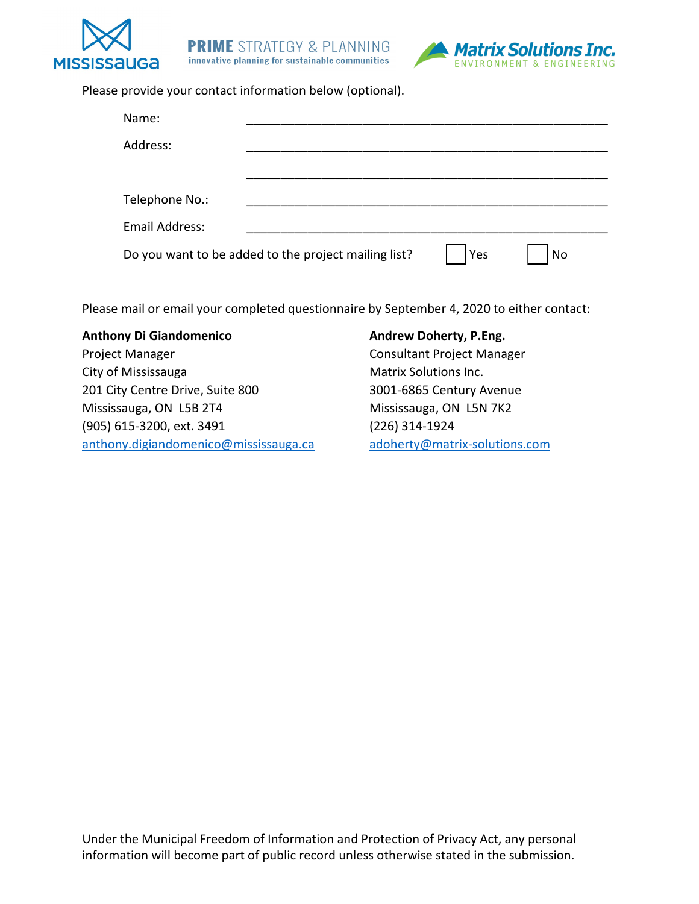Please provide your contact information below (optional).

Name: _______________________________________________

Address: _______________________________________________

_______________________________________________

Telephone No.: _______________________________________________

Email Address: _______________________________________________

Do you want to be added to the project mailing list? ☐ Yes ☐ No

Please mail or email your completed questionnaire by September 4, 2020 to either contact:

**Anthony Di Giandomenico**
Project Manager
City of Mississauga
201 City Centre Drive, Suite 800
Mississauga, ON L5B 2T4
(905) 615-3200, ext. 3491
anthony.digiandomenico@mississauga.ca

**Andrew Doherty, P.Eng.**
Consultant Project Manager
Matrix Solutions Inc.
3001-6865 Century Avenue
Mississauga, ON L5N 7K2
(226) 314-1924
adoherty@matrix-solutions.com

Under the Municipal Freedom of Information and Protection of Privacy Act, any personal information will become part of public record unless otherwise stated in the submission.